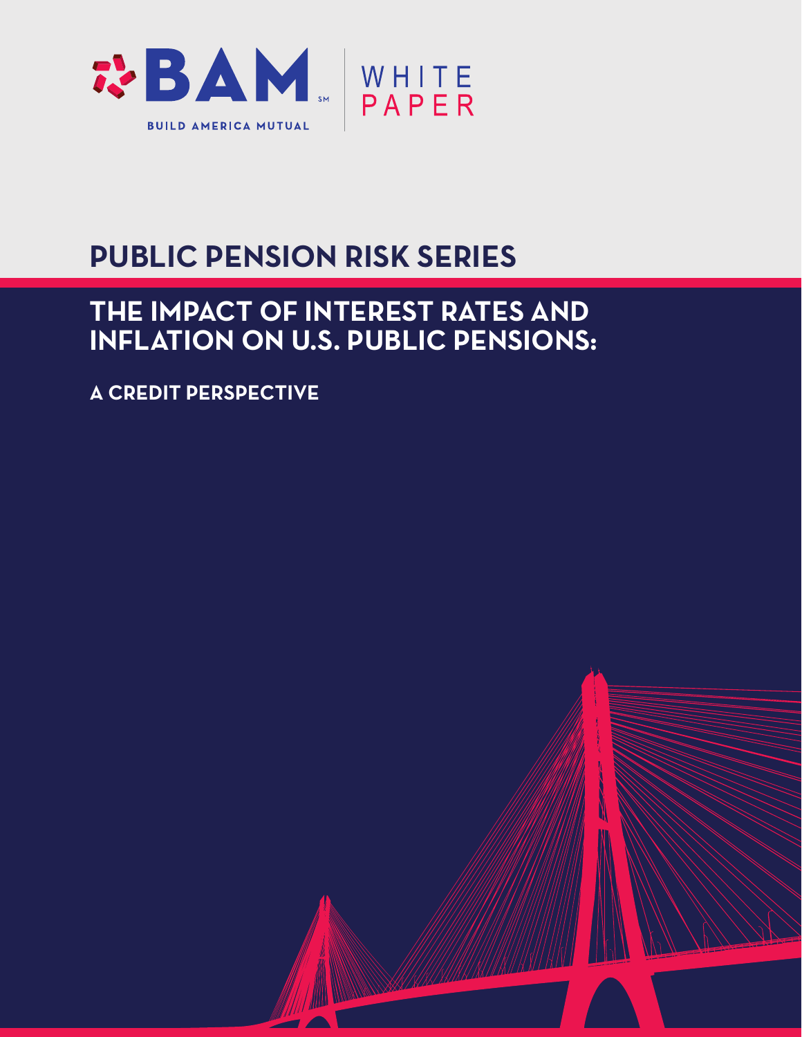BAM℠ BUILD AMERICA MUTUAL | WHITE PAPER

# PUBLIC PENSION RISK SERIES

## THE IMPACT OF INTEREST RATES AND INFLATION ON U.S. PUBLIC PENSIONS:

### A CREDIT PERSPECTIVE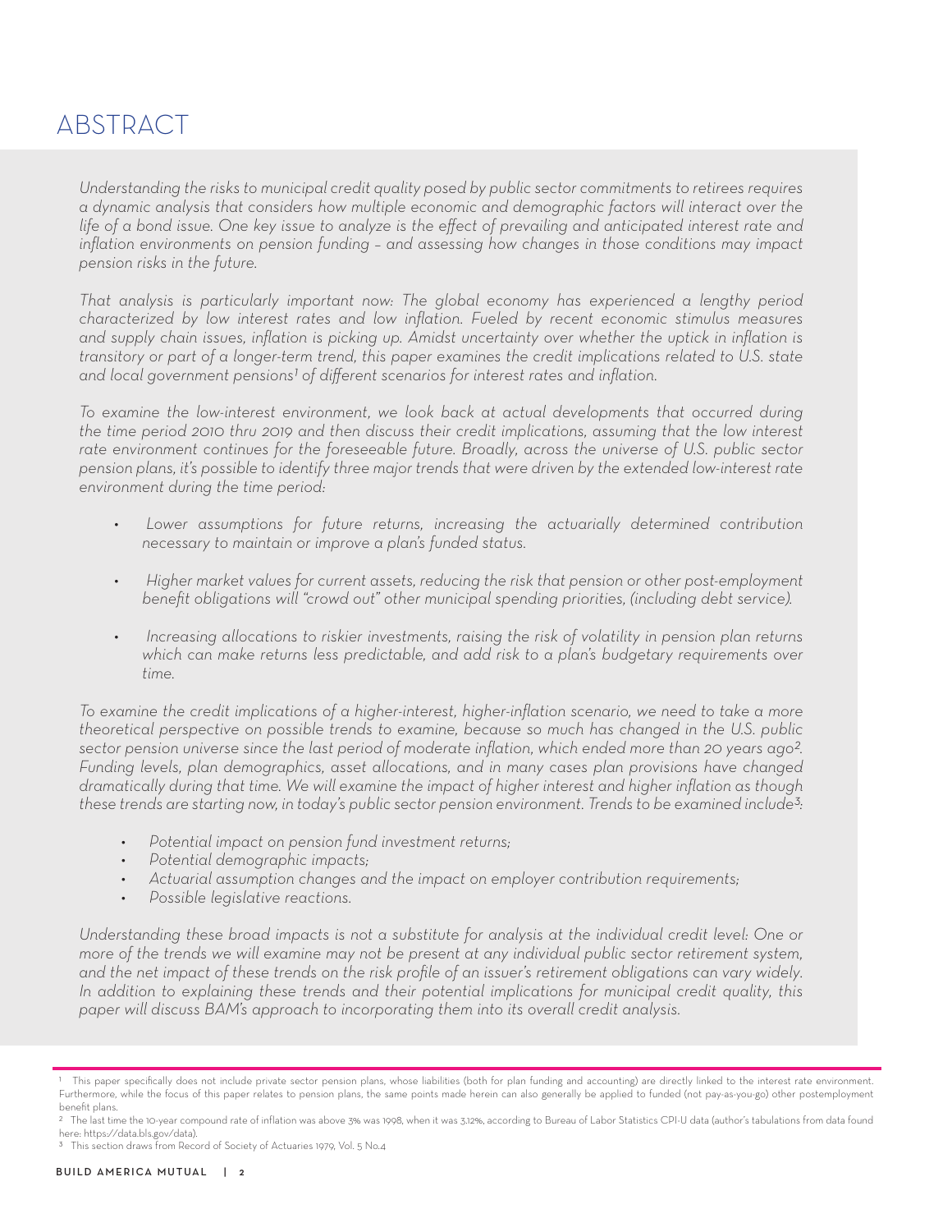# ABSTRACT

*Understanding the risks to municipal credit quality posed by public sector commitments to retirees requires a dynamic analysis that considers how multiple economic and demographic factors will interact over the life of a bond issue. One key issue to analyze is the effect of prevailing and anticipated interest rate and inflation environments on pension funding – and assessing how changes in those conditions may impact pension risks in the future.*

*That analysis is particularly important now: The global economy has experienced a lengthy period characterized by low interest rates and low inflation. Fueled by recent economic stimulus measures and supply chain issues, inflation is picking up. Amidst uncertainty over whether the uptick in inflation is transitory or part of a longer-term trend, this paper examines the credit implications related to U.S. state and local government pensions[1] of different scenarios for interest rates and inflation.*

*To examine the low-interest environment, we look back at actual developments that occurred during the time period 2010 thru 2019 and then discuss their credit implications, assuming that the low interest rate environment continues for the foreseeable future. Broadly, across the universe of U.S. public sector pension plans, it's possible to identify three major trends that were driven by the extended low-interest rate environment during the time period:*

- *Lower assumptions for future returns, increasing the actuarially determined contribution necessary to maintain or improve a plan's funded status.*
- *Higher market values for current assets, reducing the risk that pension or other post-employment benefit obligations will "crowd out" other municipal spending priorities, (including debt service).*
- *Increasing allocations to riskier investments, raising the risk of volatility in pension plan returns which can make returns less predictable, and add risk to a plan's budgetary requirements over time.*

*To examine the credit implications of a higher-interest, higher-inflation scenario, we need to take a more theoretical perspective on possible trends to examine, because so much has changed in the U.S. public sector pension universe since the last period of moderate inflation, which ended more than 20 years ago[2]. Funding levels, plan demographics, asset allocations, and in many cases plan provisions have changed dramatically during that time. We will examine the impact of higher interest and higher inflation as though these trends are starting now, in today's public sector pension environment. Trends to be examined include[3]:*

- *Potential impact on pension fund investment returns;*
- *Potential demographic impacts;*
- *Actuarial assumption changes and the impact on employer contribution requirements;*
- *Possible legislative reactions.*

*Understanding these broad impacts is not a substitute for analysis at the individual credit level: One or more of the trends we will examine may not be present at any individual public sector retirement system, and the net impact of these trends on the risk profile of an issuer's retirement obligations can vary widely. In addition to explaining these trends and their potential implications for municipal credit quality, this paper will discuss BAM's approach to incorporating them into its overall credit analysis.*

---

[1] This paper specifically does not include private sector pension plans, whose liabilities (both for plan funding and accounting) are directly linked to the interest rate environment. Furthermore, while the focus of this paper relates to pension plans, the same points made herein can also generally be applied to funded (not pay-as-you-go) other postemployment benefit plans.

[2] The last time the 10-year compound rate of inflation was above 3% was 1998, when it was 3.12%, according to Bureau of Labor Statistics CPI-U data (author's tabulations from data found here: https://data.bls.gov/data).

[3] This section draws from Record of Society of Actuaries 1979, Vol. 5 No.4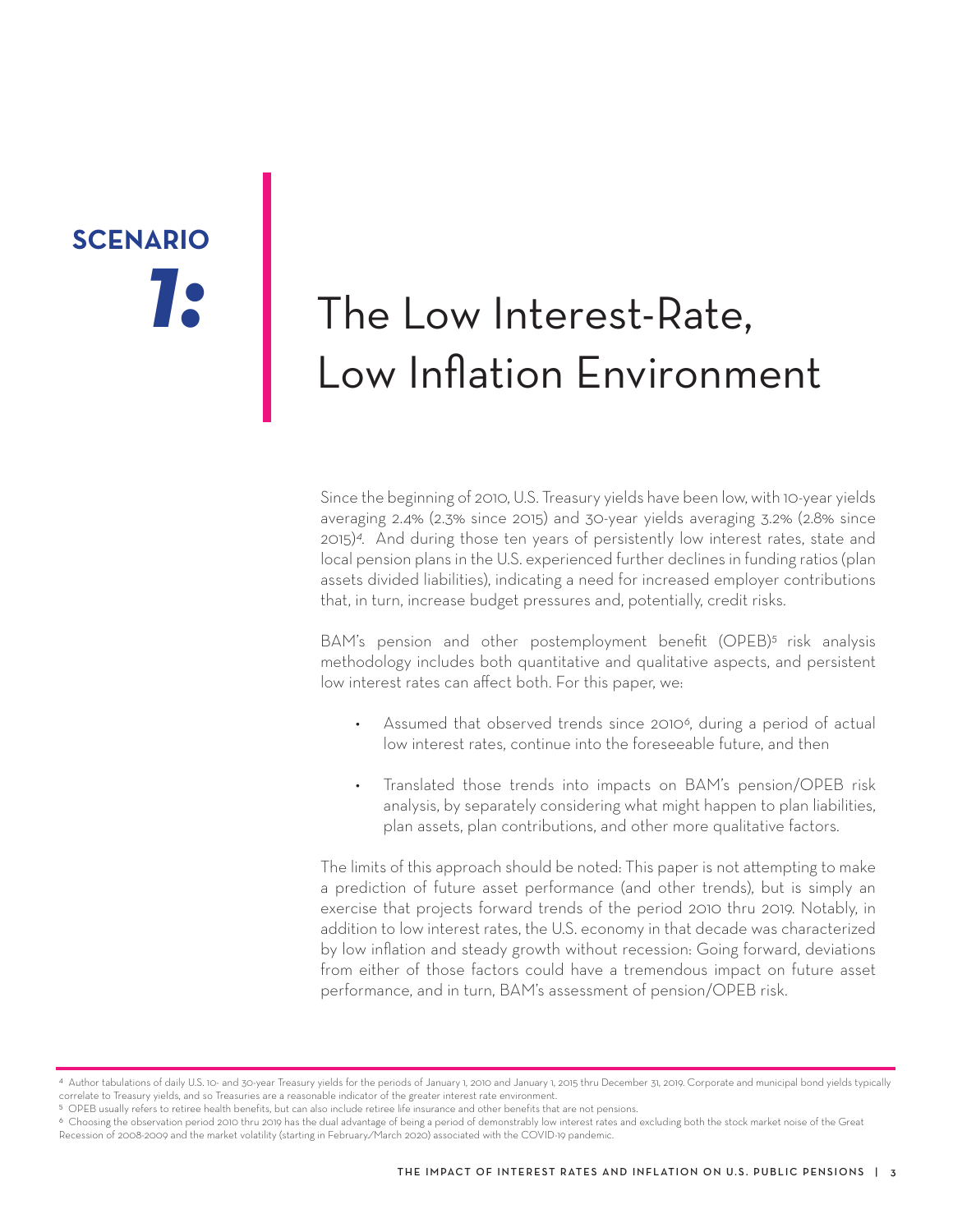# SCENARIO 1: The Low Interest-Rate, Low Inflation Environment

Since the beginning of 2010, U.S. Treasury yields have been low, with 10-year yields averaging 2.4% (2.3% since 2015) and 30-year yields averaging 3.2% (2.8% since 2015)[4]. And during those ten years of persistently low interest rates, state and local pension plans in the U.S. experienced further declines in funding ratios (plan assets divided liabilities), indicating a need for increased employer contributions that, in turn, increase budget pressures and, potentially, credit risks.

BAM's pension and other postemployment benefit (OPEB)[5] risk analysis methodology includes both quantitative and qualitative aspects, and persistent low interest rates can affect both. For this paper, we:

- Assumed that observed trends since 2010[6], during a period of actual low interest rates, continue into the foreseeable future, and then
- Translated those trends into impacts on BAM's pension/OPEB risk analysis, by separately considering what might happen to plan liabilities, plan assets, plan contributions, and other more qualitative factors.

The limits of this approach should be noted: This paper is not attempting to make a prediction of future asset performance (and other trends), but is simply an exercise that projects forward trends of the period 2010 thru 2019. Notably, in addition to low interest rates, the U.S. economy in that decade was characterized by low inflation and steady growth without recession: Going forward, deviations from either of those factors could have a tremendous impact on future asset performance, and in turn, BAM's assessment of pension/OPEB risk.

---

[4] Author tabulations of daily U.S. 10- and 30-year Treasury yields for the periods of January 1, 2010 and January 1, 2015 thru December 31, 2019. Corporate and municipal bond yields typically correlate to Treasury yields, and so Treasuries are a reasonable indicator of the greater interest rate environment.

[5] OPEB usually refers to retiree health benefits, but can also include retiree life insurance and other benefits that are not pensions.

[6] Choosing the observation period 2010 thru 2019 has the dual advantage of being a period of demonstrably low interest rates and excluding both the stock market noise of the Great Recession of 2008-2009 and the market volatility (starting in February/March 2020) associated with the COVID-19 pandemic.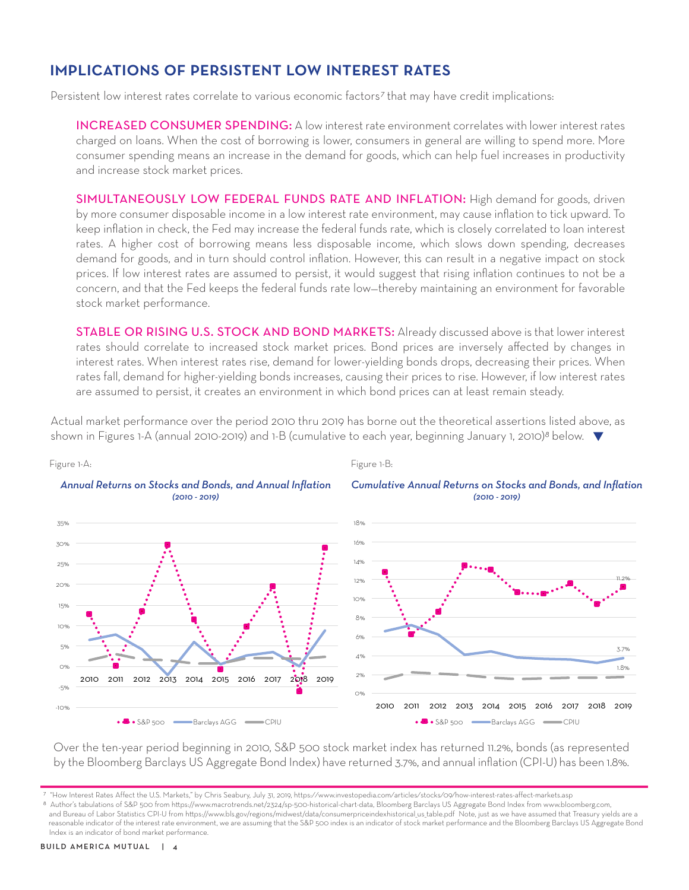## IMPLICATIONS OF PERSISTENT LOW INTEREST RATES

Persistent low interest rates correlate to various economic factors[7] that may have credit implications:

**INCREASED CONSUMER SPENDING:** A low interest rate environment correlates with lower interest rates charged on loans. When the cost of borrowing is lower, consumers in general are willing to spend more. More consumer spending means an increase in the demand for goods, which can help fuel increases in productivity and increase stock market prices.

**SIMULTANEOUSLY LOW FEDERAL FUNDS RATE AND INFLATION:** High demand for goods, driven by more consumer disposable income in a low interest rate environment, may cause inflation to tick upward. To keep inflation in check, the Fed may increase the federal funds rate, which is closely correlated to loan interest rates. A higher cost of borrowing means less disposable income, which slows down spending, decreases demand for goods, and in turn should control inflation. However, this can result in a negative impact on stock prices. If low interest rates are assumed to persist, it would suggest that rising inflation continues to not be a concern, and that the Fed keeps the federal funds rate low—thereby maintaining an environment for favorable stock market performance.

**STABLE OR RISING U.S. STOCK AND BOND MARKETS:** Already discussed above is that lower interest rates should correlate to increased stock market prices. Bond prices are inversely affected by changes in interest rates. When interest rates rise, demand for lower-yielding bonds drops, decreasing their prices. When rates fall, demand for higher-yielding bonds increases, causing their prices to rise. However, if low interest rates are assumed to persist, it creates an environment in which bond prices can at least remain steady.

Actual market performance over the period 2010 thru 2019 has borne out the theoretical assertions listed above, as shown in Figures 1-A (annual 2010-2019) and 1-B (cumulative to each year, beginning January 1, 2010)[8] below. ▼

Figure 1-A:

*Annual Returns on Stocks and Bonds, and Annual Inflation (2010 - 2019)*

35%
30%
25%
20%
15%
10%
5%
0%
-5%
-10%
2010 2011 2012 2013 2014 2015 2016 2017 2018 2019
S&P 500 Barclays AGG CPIU

Figure 1-B:

*Cumulative Annual Returns on Stocks and Bonds, and Inflation (2010 - 2019)*

18%
16%
14%
12%
10%
8%
6%
4%
2%
0%
11.2%
3.7%
1.8%
2010 2011 2012 2013 2014 2015 2016 2017 2018 2019
S&P 500 Barclays AGG CPIU

Over the ten-year period beginning in 2010, S&P 500 stock market index has returned 11.2%, bonds (as represented by the Bloomberg Barclays US Aggregate Bond Index) have returned 3.7%, and annual inflation (CPI-U) has been 1.8%.

---

[7] "How Interest Rates Affect the U.S. Markets," by Chris Seabury, July 31, 2019, https://www.investopedia.com/articles/stocks/09/how-interest-rates-affect-markets.asp

[8] Author's tabulations of S&P 500 from https://www.macrotrends.net/2324/sp-500-historical-chart-data, Bloomberg Barclays US Aggregate Bond Index from www.bloomberg.com, and Bureau of Labor Statistics CPI-U from https://www.bls.gov/regions/midwest/data/consumerpriceindexhistorical_us_table.pdf Note, just as we have assumed that Treasury yields are a reasonable indicator of the interest rate environment, we are assuming that the S&P 500 index is an indicator of stock market performance and the Bloomberg Barclays US Aggregate Bond Index is an indicator of bond market performance.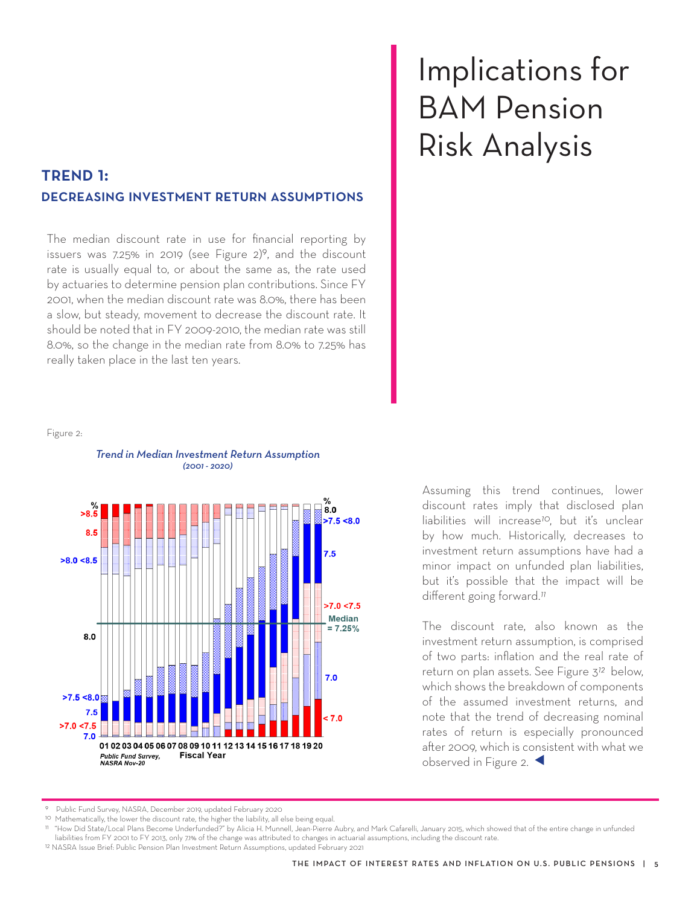# Implications for BAM Pension Risk Analysis

## TREND 1:
### DECREASING INVESTMENT RETURN ASSUMPTIONS

The median discount rate in use for financial reporting by issuers was 7.25% in 2019 (see Figure 2)[9], and the discount rate is usually equal to, or about the same as, the rate used by actuaries to determine pension plan contributions. Since FY 2001, when the median discount rate was 8.0%, there has been a slow, but steady, movement to decrease the discount rate. It should be noted that in FY 2009-2010, the median rate was still 8.0%, so the change in the median rate from 8.0% to 7.25% has really taken place in the last ten years.

Figure 2:

*Trend in Median Investment Return Assumption*
*(2001 - 2020)*

Assuming this trend continues, lower discount rates imply that disclosed plan liabilities will increase[10], but it's unclear by how much. Historically, decreases to investment return assumptions have had a minor impact on unfunded plan liabilities, but it's possible that the impact will be different going forward.[11]

The discount rate, also known as the investment return assumption, is comprised of two parts: inflation and the real rate of return on plan assets. See Figure 3[12] below, which shows the breakdown of components of the assumed investment returns, and note that the trend of decreasing nominal rates of return is especially pronounced after 2009, which is consistent with what we observed in Figure 2.

---

[9] Public Fund Survey, NASRA, December 2019, updated February 2020

[10] Mathematically, the lower the discount rate, the higher the liability, all else being equal.

[11] "How Did State/Local Plans Become Underfunded?" by Alicia H. Munnell, Jean-Pierre Aubry, and Mark Cafarelli, January 2015, which showed that of the entire change in unfunded liabilities from FY 2001 to FY 2013, only 7.1% of the change was attributed to changes in actuarial assumptions, including the discount rate.

[12] NASRA Issue Brief: Public Pension Plan Investment Return Assumptions, updated February 2021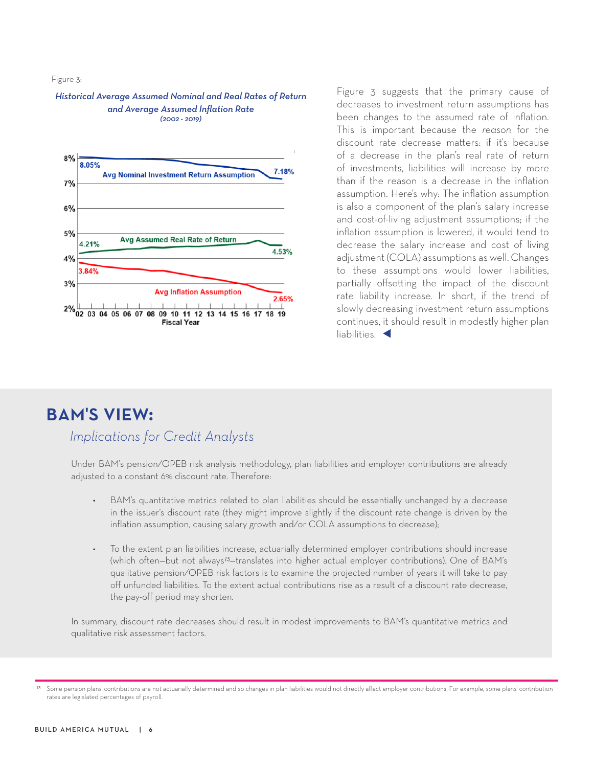Figure 3:

*Historical Average Assumed Nominal and Real Rates of Return and Average Assumed Inflation Rate*
*(2002 - 2019)*

8%
7%
6%
5%
4%
3%
2%
8.05%
Avg Nominal Investment Return Assumption
7.18%
4.21%
Avg Assumed Real Rate of Return
4.53%
3.84%
Avg Inflation Assumption
2.65%
02 03 04 05 06 07 08 09 10 11 12 13 14 15 16 17 18 19
Fiscal Year

Figure 3 suggests that the primary cause of decreases to investment return assumptions has been changes to the assumed rate of inflation. This is important because the *reason* for the discount rate decrease matters: if it's because of a decrease in the plan's real rate of return of investments, liabilities will increase by more than if the reason is a decrease in the inflation assumption. Here's why: The inflation assumption is also a component of the plan's salary increase and cost-of-living adjustment assumptions; if the inflation assumption is lowered, it would tend to decrease the salary increase and cost of living adjustment (COLA) assumptions as well. Changes to these assumptions would lower liabilities, partially offsetting the impact of the discount rate liability increase. In short, if the trend of slowly decreasing investment return assumptions continues, it should result in modestly higher plan liabilities. ◀

## BAM'S VIEW:

### *Implications for Credit Analysts*

Under BAM's pension/OPEB risk analysis methodology, plan liabilities and employer contributions are already adjusted to a constant 6% discount rate. Therefore:

- BAM's quantitative metrics related to plan liabilities should be essentially unchanged by a decrease in the issuer's discount rate (they might improve slightly if the discount rate change is driven by the inflation assumption, causing salary growth and/or COLA assumptions to decrease);
- To the extent plan liabilities increase, actuarially determined employer contributions should increase (which often—but not always[13]—translates into higher actual employer contributions). One of BAM's qualitative pension/OPEB risk factors is to examine the projected number of years it will take to pay off unfunded liabilities. To the extent actual contributions rise as a result of a discount rate decrease, the pay-off period may shorten.

In summary, discount rate decreases should result in modest improvements to BAM's quantitative metrics and qualitative risk assessment factors.

[13] Some pension plans' contributions are not actuarially determined and so changes in plan liabilities would not directly affect employer contributions. For example, some plans' contribution rates are legislated percentages of payroll.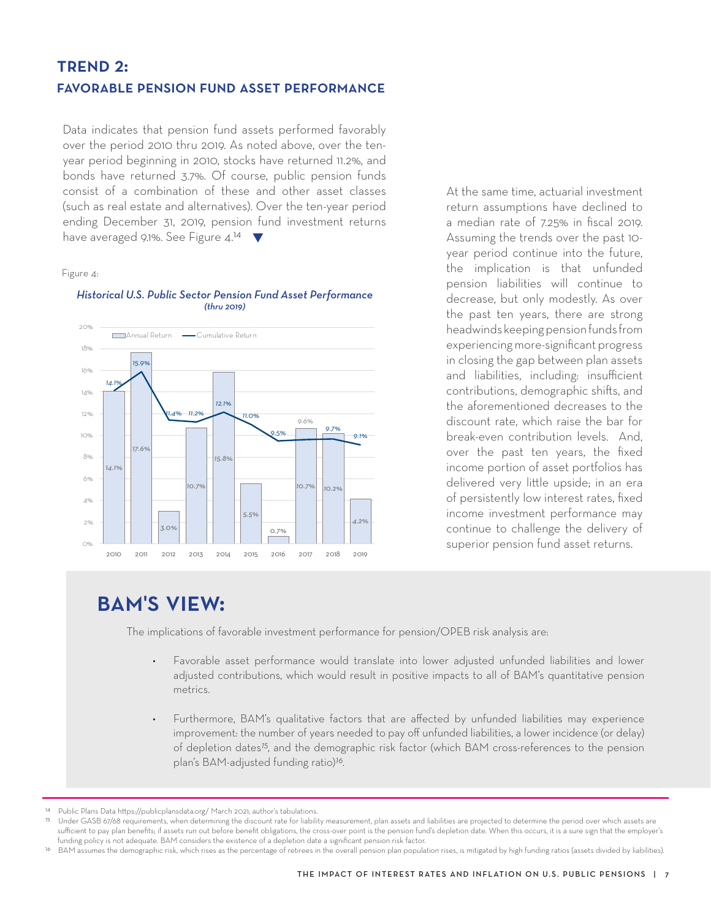## TREND 2:

### FAVORABLE PENSION FUND ASSET PERFORMANCE

Data indicates that pension fund assets performed favorably over the period 2010 thru 2019. As noted above, over the ten-year period beginning in 2010, stocks have returned 11.2%, and bonds have returned 3.7%. Of course, public pension funds consist of a combination of these and other asset classes (such as real estate and alternatives). Over the ten-year period ending December 31, 2019, pension fund investment returns have averaged 9.1%. See Figure 4.[14] ▼

Figure 4:

*Historical U.S. Public Sector Pension Fund Asset Performance*
*(thru 2019)*

Annual Return — Cumulative Return

20%
18%
16%
14%
12%
10%
8%
6%
4%
2%
0%

2010 2011 2012 2013 2014 2015 2016 2017 2018 2019

Cumulative Return: 14.1% 15.9% 11.4% 11.2% 12.1% 11.0% 9.5% 9.6% 9.7% 9.1%

Annual Return: 14.1% 17.6% 3.0% 10.7% 15.8% 5.5% 0.7% 10.7% 10.2% 4.2%

At the same time, actuarial investment return assumptions have declined to a median rate of 7.25% in fiscal 2019. Assuming the trends over the past 10-year period continue into the future, the implication is that unfunded pension liabilities will continue to decrease, but only modestly. As over the past ten years, there are strong headwinds keeping pension funds from experiencing more-significant progress in closing the gap between plan assets and liabilities, including: insufficient contributions, demographic shifts, and the aforementioned decreases to the discount rate, which raise the bar for break-even contribution levels. And, over the past ten years, the fixed income portion of asset portfolios has delivered very little upside; in an era of persistently low interest rates, fixed income investment performance may continue to challenge the delivery of superior pension fund asset returns.

## BAM'S VIEW:

The implications of favorable investment performance for pension/OPEB risk analysis are:

- Favorable asset performance would translate into lower adjusted unfunded liabilities and lower adjusted contributions, which would result in positive impacts to all of BAM's quantitative pension metrics.
- Furthermore, BAM's qualitative factors that are affected by unfunded liabilities may experience improvement: the number of years needed to pay off unfunded liabilities, a lower incidence (or delay) of depletion dates[15], and the demographic risk factor (which BAM cross-references to the pension plan's BAM-adjusted funding ratio)[16].

---

[14] Public Plans Data https://publicplansdata.org/ March 2021; author's tabulations.

[15] Under GASB 67/68 requirements, when determining the discount rate for liability measurement, plan assets and liabilities are projected to determine the period over which assets are sufficient to pay plan benefits; if assets run out before benefit obligations, the cross-over point is the pension fund's depletion date. When this occurs, it is a sure sign that the employer's funding policy is not adequate. BAM considers the existence of a depletion date a significant pension risk factor.

[16] BAM assumes the demographic risk, which rises as the percentage of retirees in the overall pension plan population rises, is mitigated by high funding ratios (assets divided by liabilities).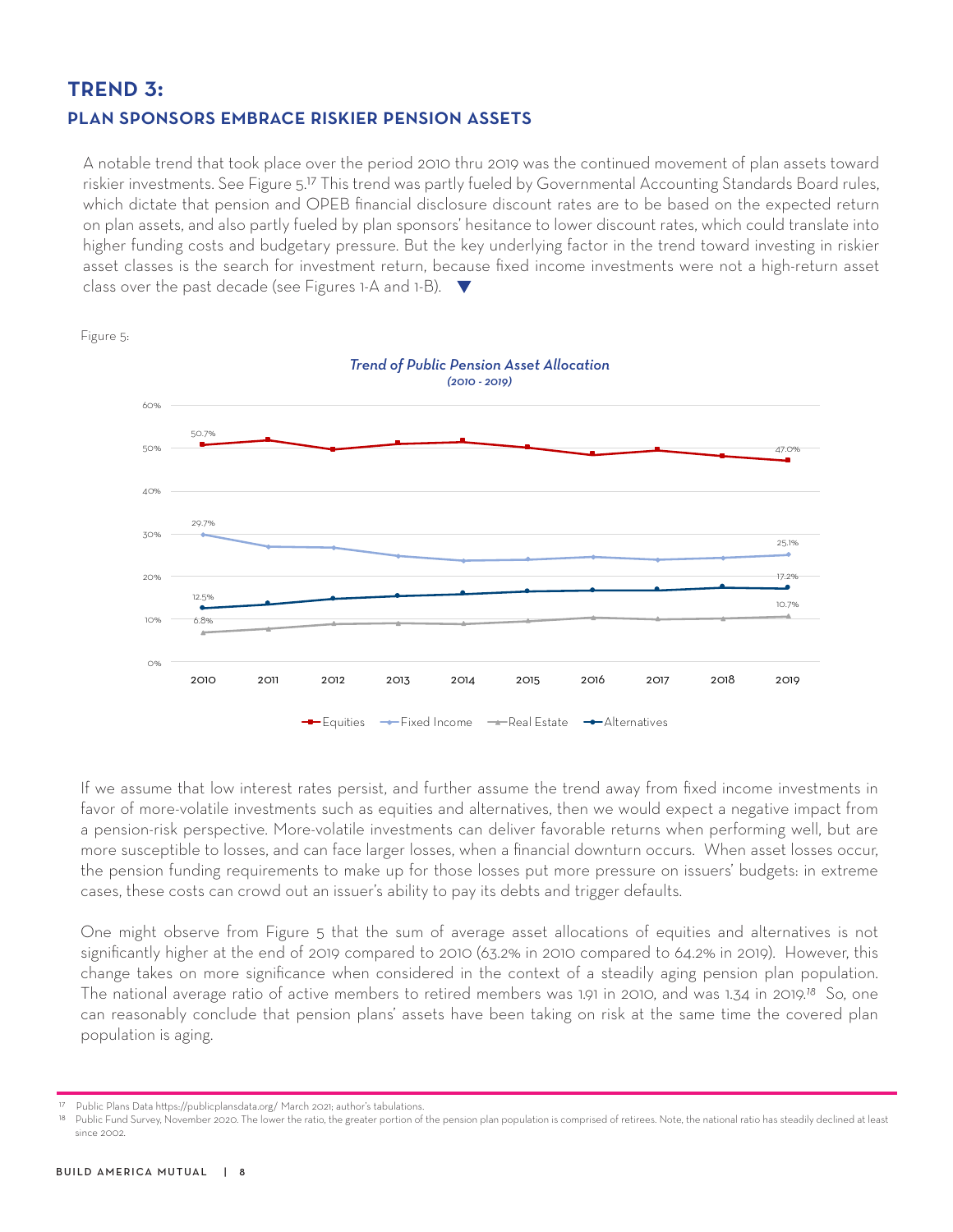# TREND 3:
## PLAN SPONSORS EMBRACE RISKIER PENSION ASSETS

A notable trend that took place over the period 2010 thru 2019 was the continued movement of plan assets toward riskier investments. See Figure 5.[17] This trend was partly fueled by Governmental Accounting Standards Board rules, which dictate that pension and OPEB financial disclosure discount rates are to be based on the expected return on plan assets, and also partly fueled by plan sponsors' hesitance to lower discount rates, which could translate into higher funding costs and budgetary pressure. But the key underlying factor in the trend toward investing in riskier asset classes is the search for investment return, because fixed income investments were not a high-return asset class over the past decade (see Figures 1-A and 1-B). ▼

Figure 5:

*Trend of Public Pension Asset Allocation*
*(2010 - 2019)*

60%
50%
40%
30%
20%
10%
0%

50.7%
47.0%
29.7%
25.1%
17.2%
12.5%
10.7%
6.8%

2010 2011 2012 2013 2014 2015 2016 2017 2018 2019

Equities
Fixed Income
Real Estate
Alternatives

If we assume that low interest rates persist, and further assume the trend away from fixed income investments in favor of more-volatile investments such as equities and alternatives, then we would expect a negative impact from a pension-risk perspective. More-volatile investments can deliver favorable returns when performing well, but are more susceptible to losses, and can face larger losses, when a financial downturn occurs. When asset losses occur, the pension funding requirements to make up for those losses put more pressure on issuers' budgets: in extreme cases, these costs can crowd out an issuer's ability to pay its debts and trigger defaults.

One might observe from Figure 5 that the sum of average asset allocations of equities and alternatives is not significantly higher at the end of 2019 compared to 2010 (63.2% in 2010 compared to 64.2% in 2019). However, this change takes on more significance when considered in the context of a steadily aging pension plan population. The national average ratio of active members to retired members was 1.91 in 2010, and was 1.34 in 2019.[18] So, one can reasonably conclude that pension plans' assets have been taking on risk at the same time the covered plan population is aging.

---

[17] Public Plans Data https://publicplansdata.org/ March 2021; author's tabulations.

[18] Public Fund Survey, November 2020. The lower the ratio, the greater portion of the pension plan population is comprised of retirees. Note, the national ratio has steadily declined at least since 2002.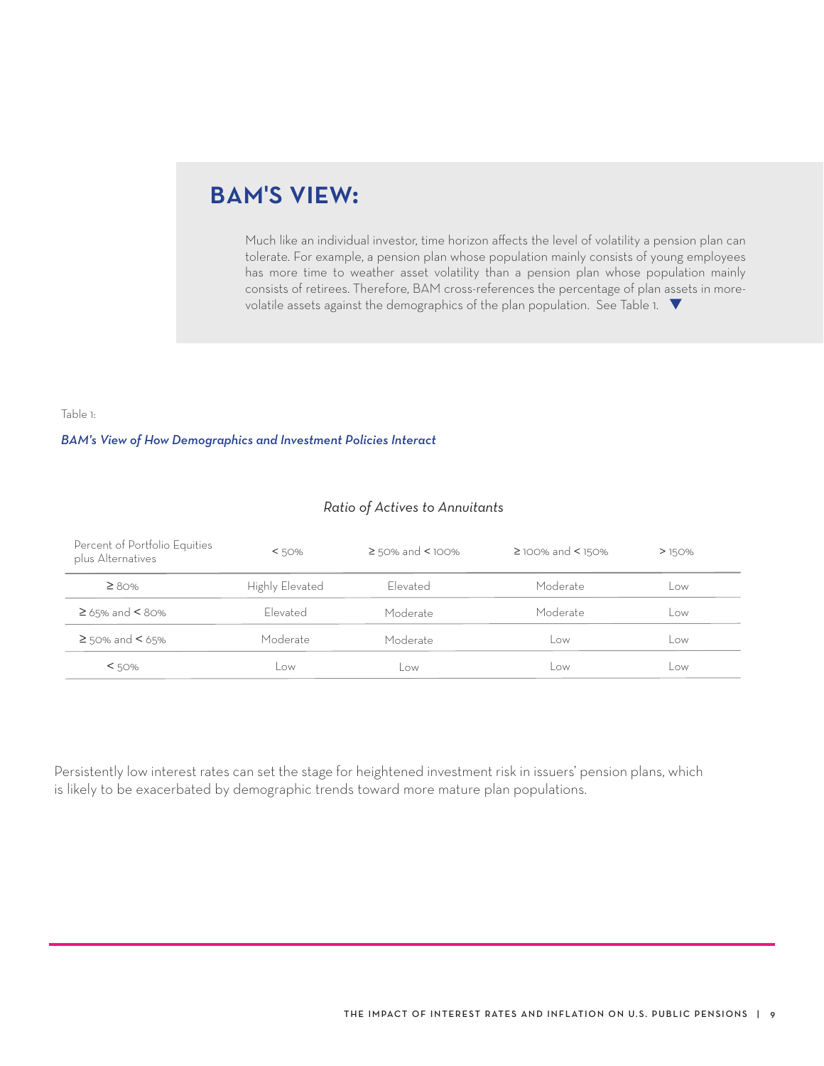## BAM'S VIEW:

Much like an individual investor, time horizon affects the level of volatility a pension plan can tolerate. For example, a pension plan whose population mainly consists of young employees has more time to weather asset volatility than a pension plan whose population mainly consists of retirees. Therefore, BAM cross-references the percentage of plan assets in more-volatile assets against the demographics of the plan population. See Table 1. ▼

Table 1:

*BAM's View of How Demographics and Investment Policies Interact*

| | *Ratio of Actives to Annuitants* | | | |
|---|---|---|---|---|
| Percent of Portfolio Equities plus Alternatives | < 50% | ≥ 50% and < 100% | ≥ 100% and < 150% | > 150% |
| ≥ 80% | Highly Elevated | Elevated | Moderate | Low |
| ≥ 65% and < 80% | Elevated | Moderate | Moderate | Low |
| ≥ 50% and < 65% | Moderate | Moderate | Low | Low |
| < 50% | Low | Low | Low | Low |

Persistently low interest rates can set the stage for heightened investment risk in issuers' pension plans, which is likely to be exacerbated by demographic trends toward more mature plan populations.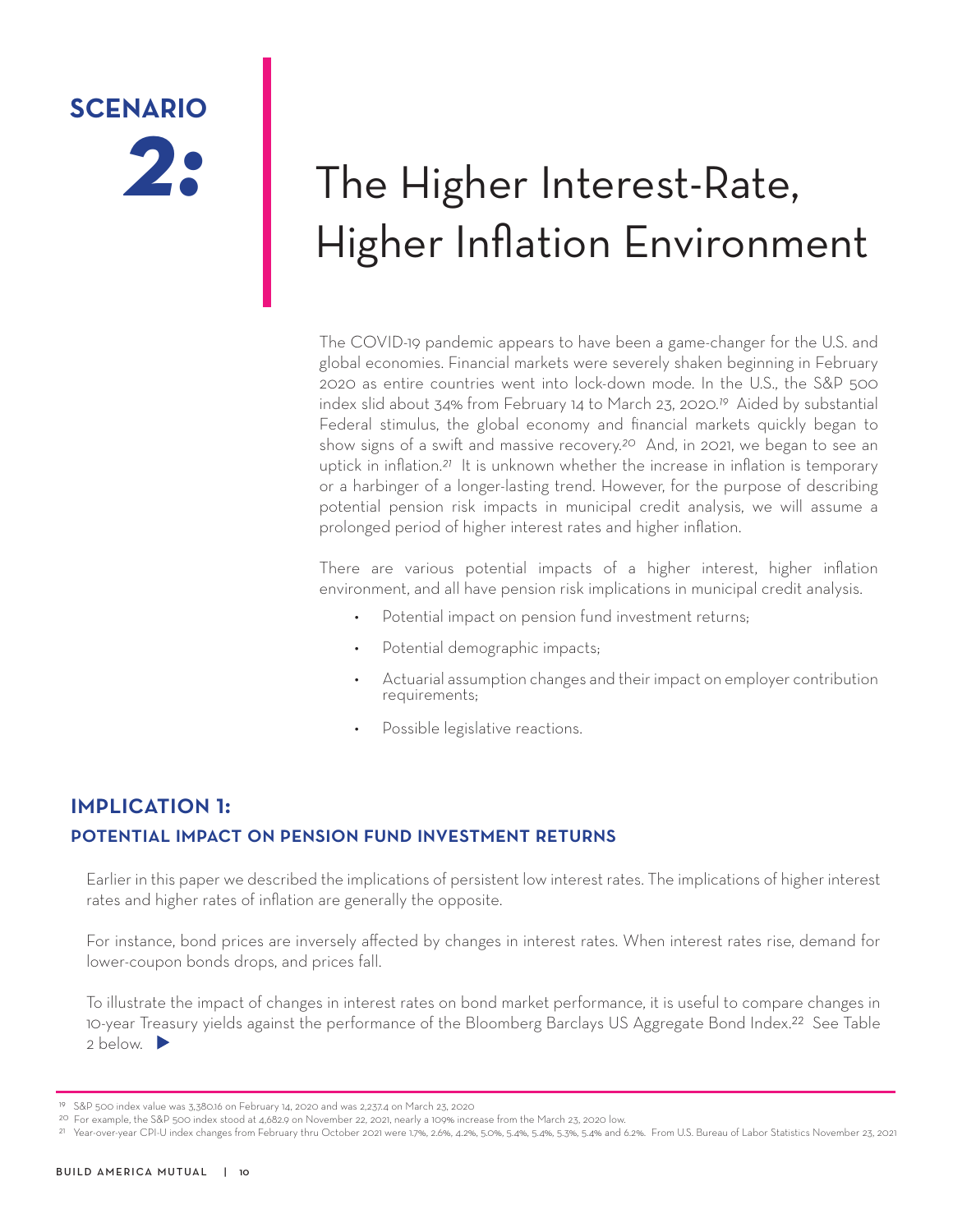# SCENARIO 2: The Higher Interest-Rate, Higher Inflation Environment

The COVID-19 pandemic appears to have been a game-changer for the U.S. and global economies. Financial markets were severely shaken beginning in February 2020 as entire countries went into lock-down mode. In the U.S., the S&P 500 index slid about 34% from February 14 to March 23, 2020.[19] Aided by substantial Federal stimulus, the global economy and financial markets quickly began to show signs of a swift and massive recovery.[20] And, in 2021, we began to see an uptick in inflation.[21] It is unknown whether the increase in inflation is temporary or a harbinger of a longer-lasting trend. However, for the purpose of describing potential pension risk impacts in municipal credit analysis, we will assume a prolonged period of higher interest rates and higher inflation.

There are various potential impacts of a higher interest, higher inflation environment, and all have pension risk implications in municipal credit analysis.

- Potential impact on pension fund investment returns;
- Potential demographic impacts;
- Actuarial assumption changes and their impact on employer contribution requirements;
- Possible legislative reactions.

## IMPLICATION 1:

### POTENTIAL IMPACT ON PENSION FUND INVESTMENT RETURNS

Earlier in this paper we described the implications of persistent low interest rates. The implications of higher interest rates and higher rates of inflation are generally the opposite.

For instance, bond prices are inversely affected by changes in interest rates. When interest rates rise, demand for lower-coupon bonds drops, and prices fall.

To illustrate the impact of changes in interest rates on bond market performance, it is useful to compare changes in 10-year Treasury yields against the performance of the Bloomberg Barclays US Aggregate Bond Index.[22] See Table 2 below. ▶

[19] S&P 500 index value was 3,380.16 on February 14, 2020 and was 2,237.4 on March 23, 2020

[20] For example, the S&P 500 index stood at 4,682.9 on November 22, 2021, nearly a 109% increase from the March 23, 2020 low.

[21] Year-over-year CPI-U index changes from February thru October 2021 were 1.7%, 2.6%, 4.2%, 5.0%, 5.4%, 5.4%, 5.3%, 5.4% and 6.2%. From U.S. Bureau of Labor Statistics November 23, 2021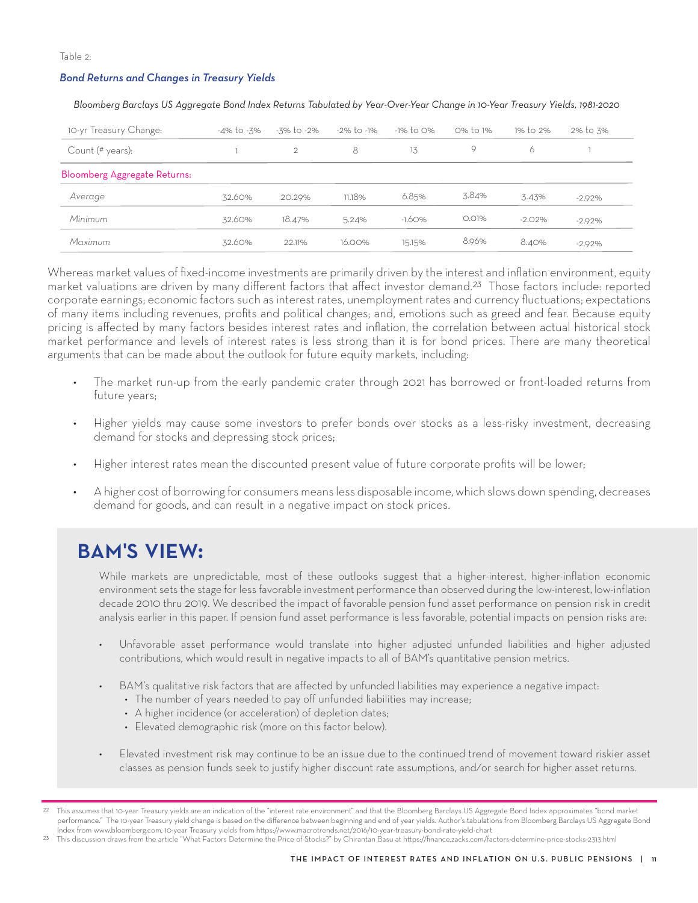Table 2:

***Bond Returns and Changes in Treasury Yields***

*Bloomberg Barclays US Aggregate Bond Index Returns Tabulated by Year-Over-Year Change in 10-Year Treasury Yields, 1981-2020*

| 10-yr Treasury Change: | -4% to -3% | -3% to -2% | -2% to -1% | -1% to 0% | 0% to 1% | 1% to 2% | 2% to 3% |
|---|---|---|---|---|---|---|---|
| Count (# years): | 1 | 2 | 8 | 13 | 9 | 6 | 1 |
| Bloomberg Aggregate Returns: | | | | | | | |
| *Average* | 32.60% | 20.29% | 11.18% | 6.85% | 3.84% | 3.43% | -2.92% |
| *Minimum* | 32.60% | 18.47% | 5.24% | -1.60% | 0.01% | -2.02% | -2.92% |
| *Maximum* | 32.60% | 22.11% | 16.00% | 15.15% | 8.96% | 8.40% | -2.92% |

Whereas market values of fixed-income investments are primarily driven by the interest and inflation environment, equity market valuations are driven by many different factors that affect investor demand.[23] Those factors include: reported corporate earnings; economic factors such as interest rates, unemployment rates and currency fluctuations; expectations of many items including revenues, profits and political changes; and, emotions such as greed and fear. Because equity pricing is affected by many factors besides interest rates and inflation, the correlation between actual historical stock market performance and levels of interest rates is less strong than it is for bond prices. There are many theoretical arguments that can be made about the outlook for future equity markets, including:

- The market run-up from the early pandemic crater through 2021 has borrowed or front-loaded returns from future years;
- Higher yields may cause some investors to prefer bonds over stocks as a less-risky investment, decreasing demand for stocks and depressing stock prices;
- Higher interest rates mean the discounted present value of future corporate profits will be lower;
- A higher cost of borrowing for consumers means less disposable income, which slows down spending, decreases demand for goods, and can result in a negative impact on stock prices.

## BAM'S VIEW:

While markets are unpredictable, most of these outlooks suggest that a higher-interest, higher-inflation economic environment sets the stage for less favorable investment performance than observed during the low-interest, low-inflation decade 2010 thru 2019. We described the impact of favorable pension fund asset performance on pension risk in credit analysis earlier in this paper. If pension fund asset performance is less favorable, potential impacts on pension risks are:

- Unfavorable asset performance would translate into higher adjusted unfunded liabilities and higher adjusted contributions, which would result in negative impacts to all of BAM's quantitative pension metrics.
- BAM's qualitative risk factors that are affected by unfunded liabilities may experience a negative impact:
  - The number of years needed to pay off unfunded liabilities may increase;
  - A higher incidence (or acceleration) of depletion dates;
  - Elevated demographic risk (more on this factor below).
- Elevated investment risk may continue to be an issue due to the continued trend of movement toward riskier asset classes as pension funds seek to justify higher discount rate assumptions, and/or search for higher asset returns.

---

[22] This assumes that 10-year Treasury yields are an indication of the "interest rate environment" and that the Bloomberg Barclays US Aggregate Bond Index approximates "bond market performance." The 10-year Treasury yield change is based on the difference between beginning and end of year yields. Author's tabulations from Bloomberg Barclays US Aggregate Bond Index from www.bloomberg.com, 10-year Treasury yields from https://www.macrotrends.net/2016/10-year-treasury-bond-rate-yield-chart

[23] This discussion draws from the article "What Factors Determine the Price of Stocks?" by Chirantan Basu at https://finance.zacks.com/factors-determine-price-stocks-2313.html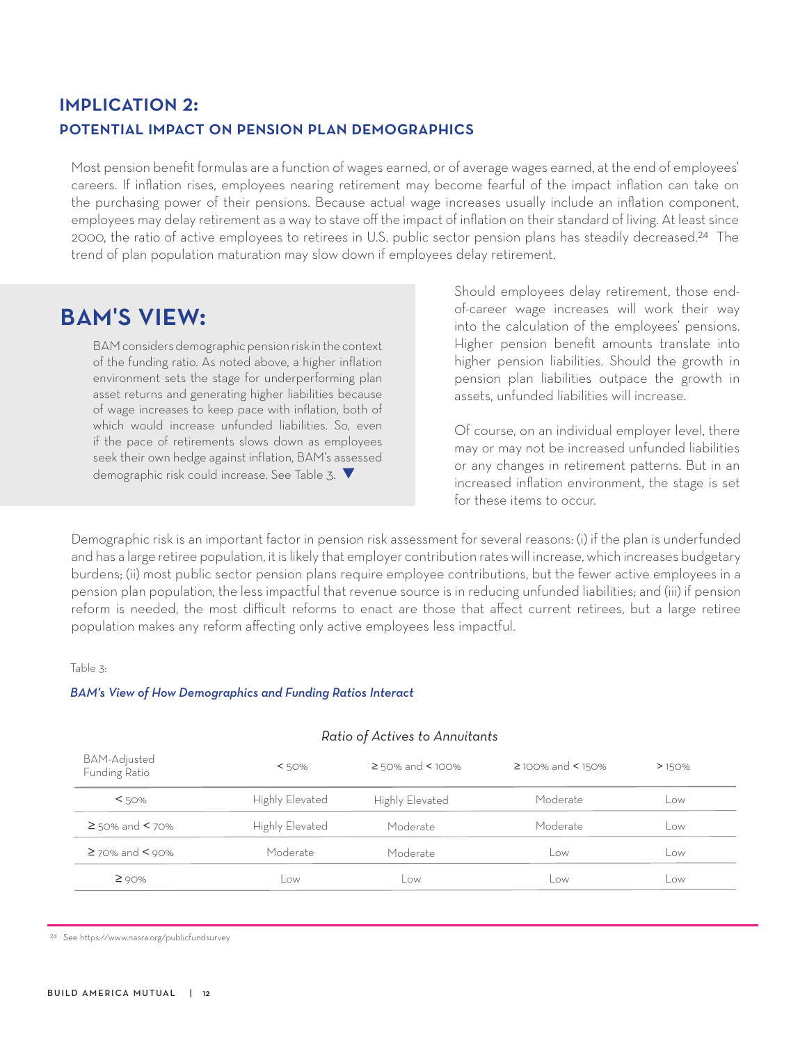## IMPLICATION 2:

### POTENTIAL IMPACT ON PENSION PLAN DEMOGRAPHICS

Most pension benefit formulas are a function of wages earned, or of average wages earned, at the end of employees' careers. If inflation rises, employees nearing retirement may become fearful of the impact inflation can take on the purchasing power of their pensions. Because actual wage increases usually include an inflation component, employees may delay retirement as a way to stave off the impact of inflation on their standard of living. At least since 2000, the ratio of active employees to retirees in U.S. public sector pension plans has steadily decreased.[24] The trend of plan population maturation may slow down if employees delay retirement.

## BAM'S VIEW:

BAM considers demographic pension risk in the context of the funding ratio. As noted above, a higher inflation environment sets the stage for underperforming plan asset returns and generating higher liabilities because of wage increases to keep pace with inflation, both of which would increase unfunded liabilities. So, even if the pace of retirements slows down as employees seek their own hedge against inflation, BAM's assessed demographic risk could increase. See Table 3. ▼

Should employees delay retirement, those end-of-career wage increases will work their way into the calculation of the employees' pensions. Higher pension benefit amounts translate into higher pension liabilities. Should the growth in pension plan liabilities outpace the growth in assets, unfunded liabilities will increase.

Of course, on an individual employer level, there may or may not be increased unfunded liabilities or any changes in retirement patterns. But in an increased inflation environment, the stage is set for these items to occur.

Demographic risk is an important factor in pension risk assessment for several reasons: (i) if the plan is underfunded and has a large retiree population, it is likely that employer contribution rates will increase, which increases budgetary burdens; (ii) most public sector pension plans require employee contributions, but the fewer active employees in a pension plan population, the less impactful that revenue source is in reducing unfunded liabilities; and (iii) if pension reform is needed, the most difficult reforms to enact are those that affect current retirees, but a large retiree population makes any reform affecting only active employees less impactful.

Table 3:

*BAM's View of How Demographics and Funding Ratios Interact*

| | *Ratio of Actives to Annuitants* | | | |
|---|---|---|---|---|
| BAM-Adjusted Funding Ratio | < 50% | ≥ 50% and < 100% | ≥ 100% and < 150% | > 150% |
| < 50% | Highly Elevated | Highly Elevated | Moderate | Low |
| ≥ 50% and < 70% | Highly Elevated | Moderate | Moderate | Low |
| ≥ 70% and < 90% | Moderate | Moderate | Low | Low |
| ≥ 90% | Low | Low | Low | Low |

[24] See https://www.nasra.org/publicfundsurvey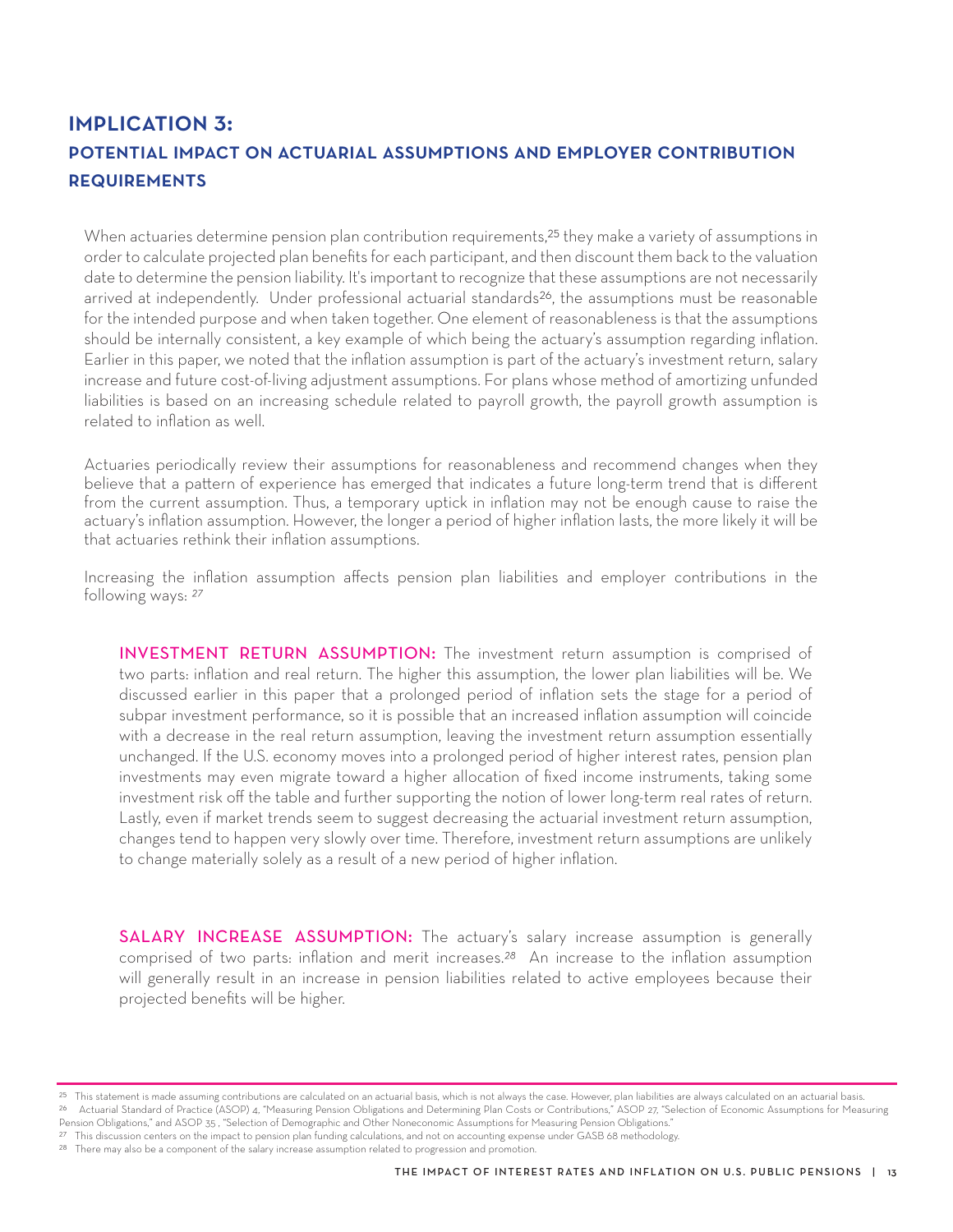## IMPLICATION 3:
## POTENTIAL IMPACT ON ACTUARIAL ASSUMPTIONS AND EMPLOYER CONTRIBUTION REQUIREMENTS

When actuaries determine pension plan contribution requirements,[25] they make a variety of assumptions in order to calculate projected plan benefits for each participant, and then discount them back to the valuation date to determine the pension liability. It's important to recognize that these assumptions are not necessarily arrived at independently. Under professional actuarial standards[26], the assumptions must be reasonable for the intended purpose and when taken together. One element of reasonableness is that the assumptions should be internally consistent, a key example of which being the actuary's assumption regarding inflation. Earlier in this paper, we noted that the inflation assumption is part of the actuary's investment return, salary increase and future cost-of-living adjustment assumptions. For plans whose method of amortizing unfunded liabilities is based on an increasing schedule related to payroll growth, the payroll growth assumption is related to inflation as well.

Actuaries periodically review their assumptions for reasonableness and recommend changes when they believe that a pattern of experience has emerged that indicates a future long-term trend that is different from the current assumption. Thus, a temporary uptick in inflation may not be enough cause to raise the actuary's inflation assumption. However, the longer a period of higher inflation lasts, the more likely it will be that actuaries rethink their inflation assumptions.

Increasing the inflation assumption affects pension plan liabilities and employer contributions in the following ways: [27]

**INVESTMENT RETURN ASSUMPTION:** The investment return assumption is comprised of two parts: inflation and real return. The higher this assumption, the lower plan liabilities will be. We discussed earlier in this paper that a prolonged period of inflation sets the stage for a period of subpar investment performance, so it is possible that an increased inflation assumption will coincide with a decrease in the real return assumption, leaving the investment return assumption essentially unchanged. If the U.S. economy moves into a prolonged period of higher interest rates, pension plan investments may even migrate toward a higher allocation of fixed income instruments, taking some investment risk off the table and further supporting the notion of lower long-term real rates of return. Lastly, even if market trends seem to suggest decreasing the actuarial investment return assumption, changes tend to happen very slowly over time. Therefore, investment return assumptions are unlikely to change materially solely as a result of a new period of higher inflation.

**SALARY INCREASE ASSUMPTION:** The actuary's salary increase assumption is generally comprised of two parts: inflation and merit increases.[28] An increase to the inflation assumption will generally result in an increase in pension liabilities related to active employees because their projected benefits will be higher.

---

[25] This statement is made assuming contributions are calculated on an actuarial basis, which is not always the case. However, plan liabilities are always calculated on an actuarial basis.

[26] Actuarial Standard of Practice (ASOP) 4, "Measuring Pension Obligations and Determining Plan Costs or Contributions," ASOP 27, "Selection of Economic Assumptions for Measuring Pension Obligations," and ASOP 35 , "Selection of Demographic and Other Noneconomic Assumptions for Measuring Pension Obligations."

[27] This discussion centers on the impact to pension plan funding calculations, and not on accounting expense under GASB 68 methodology.

[28] There may also be a component of the salary increase assumption related to progression and promotion.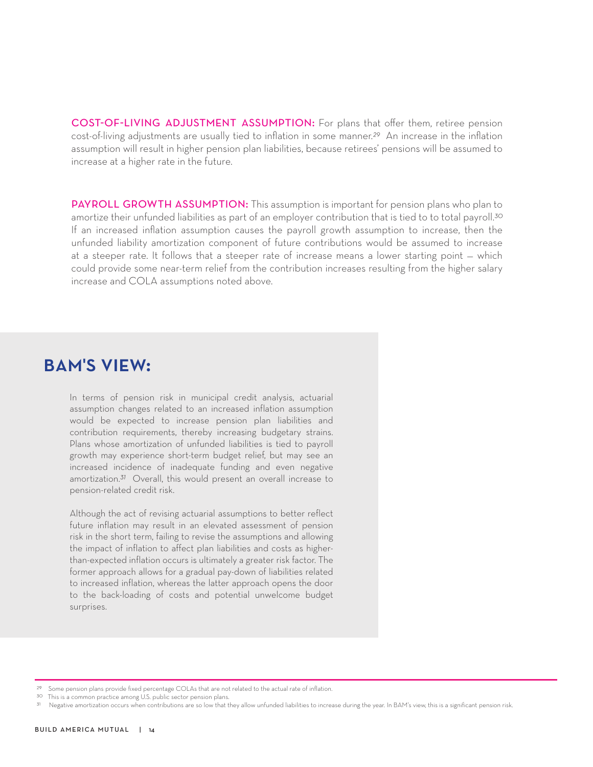**COST-OF-LIVING ADJUSTMENT ASSUMPTION:** For plans that offer them, retiree pension cost-of-living adjustments are usually tied to inflation in some manner.[29] An increase in the inflation assumption will result in higher pension plan liabilities, because retirees' pensions will be assumed to increase at a higher rate in the future.

**PAYROLL GROWTH ASSUMPTION:** This assumption is important for pension plans who plan to amortize their unfunded liabilities as part of an employer contribution that is tied to to total payroll.[30] If an increased inflation assumption causes the payroll growth assumption to increase, then the unfunded liability amortization component of future contributions would be assumed to increase at a steeper rate. It follows that a steeper rate of increase means a lower starting point — which could provide some near-term relief from the contribution increases resulting from the higher salary increase and COLA assumptions noted above.

## BAM'S VIEW:

In terms of pension risk in municipal credit analysis, actuarial assumption changes related to an increased inflation assumption would be expected to increase pension plan liabilities and contribution requirements, thereby increasing budgetary strains. Plans whose amortization of unfunded liabilities is tied to payroll growth may experience short-term budget relief, but may see an increased incidence of inadequate funding and even negative amortization.[31] Overall, this would present an overall increase to pension-related credit risk.

Although the act of revising actuarial assumptions to better reflect future inflation may result in an elevated assessment of pension risk in the short term, failing to revise the assumptions and allowing the impact of inflation to affect plan liabilities and costs as higher-than-expected inflation occurs is ultimately a greater risk factor. The former approach allows for a gradual pay-down of liabilities related to increased inflation, whereas the latter approach opens the door to the back-loading of costs and potential unwelcome budget surprises.

---

[29] Some pension plans provide fixed percentage COLAs that are not related to the actual rate of inflation.

[30] This is a common practice among U.S. public sector pension plans.

[31] Negative amortization occurs when contributions are so low that they allow unfunded liabilities to increase during the year. In BAM's view, this is a significant pension risk.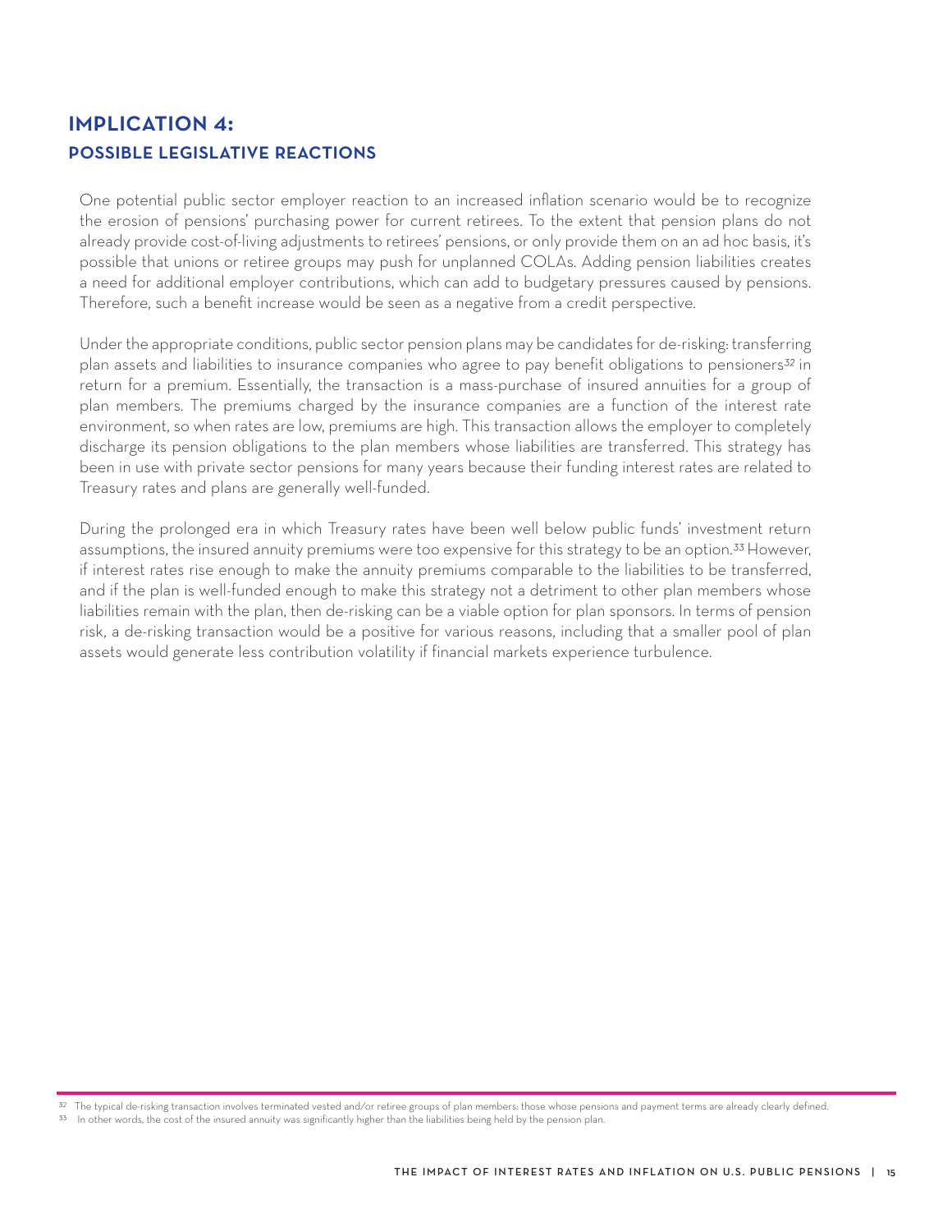## IMPLICATION 4:
### POSSIBLE LEGISLATIVE REACTIONS

One potential public sector employer reaction to an increased inflation scenario would be to recognize the erosion of pensions' purchasing power for current retirees. To the extent that pension plans do not already provide cost-of-living adjustments to retirees' pensions, or only provide them on an ad hoc basis, it's possible that unions or retiree groups may push for unplanned COLAs. Adding pension liabilities creates a need for additional employer contributions, which can add to budgetary pressures caused by pensions. Therefore, such a benefit increase would be seen as a negative from a credit perspective.

Under the appropriate conditions, public sector pension plans may be candidates for de-risking: transferring plan assets and liabilities to insurance companies who agree to pay benefit obligations to pensioners[32] in return for a premium. Essentially, the transaction is a mass-purchase of insured annuities for a group of plan members. The premiums charged by the insurance companies are a function of the interest rate environment, so when rates are low, premiums are high. This transaction allows the employer to completely discharge its pension obligations to the plan members whose liabilities are transferred. This strategy has been in use with private sector pensions for many years because their funding interest rates are related to Treasury rates and plans are generally well-funded.

During the prolonged era in which Treasury rates have been well below public funds' investment return assumptions, the insured annuity premiums were too expensive for this strategy to be an option.[33] However, if interest rates rise enough to make the annuity premiums comparable to the liabilities to be transferred, and if the plan is well-funded enough to make this strategy not a detriment to other plan members whose liabilities remain with the plan, then de-risking can be a viable option for plan sponsors. In terms of pension risk, a de-risking transaction would be a positive for various reasons, including that a smaller pool of plan assets would generate less contribution volatility if financial markets experience turbulence.

---

[32] The typical de-risking transaction involves terminated vested and/or retiree groups of plan members: those whose pensions and payment terms are already clearly defined.

[33] In other words, the cost of the insured annuity was significantly higher than the liabilities being held by the pension plan.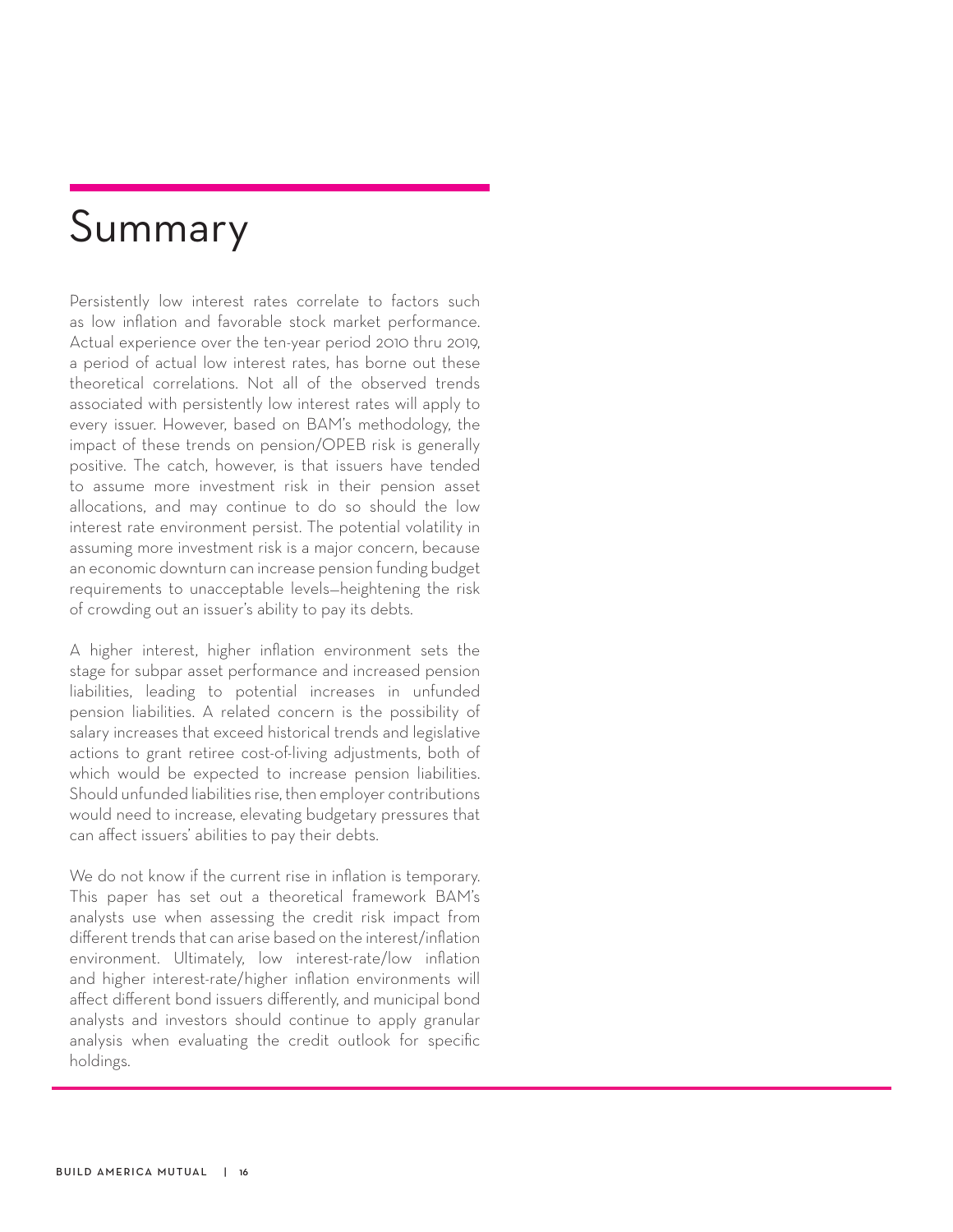# Summary

Persistently low interest rates correlate to factors such as low inflation and favorable stock market performance. Actual experience over the ten-year period 2010 thru 2019, a period of actual low interest rates, has borne out these theoretical correlations. Not all of the observed trends associated with persistently low interest rates will apply to every issuer. However, based on BAM's methodology, the impact of these trends on pension/OPEB risk is generally positive. The catch, however, is that issuers have tended to assume more investment risk in their pension asset allocations, and may continue to do so should the low interest rate environment persist. The potential volatility in assuming more investment risk is a major concern, because an economic downturn can increase pension funding budget requirements to unacceptable levels—heightening the risk of crowding out an issuer's ability to pay its debts.

A higher interest, higher inflation environment sets the stage for subpar asset performance and increased pension liabilities, leading to potential increases in unfunded pension liabilities. A related concern is the possibility of salary increases that exceed historical trends and legislative actions to grant retiree cost-of-living adjustments, both of which would be expected to increase pension liabilities. Should unfunded liabilities rise, then employer contributions would need to increase, elevating budgetary pressures that can affect issuers' abilities to pay their debts.

We do not know if the current rise in inflation is temporary. This paper has set out a theoretical framework BAM's analysts use when assessing the credit risk impact from different trends that can arise based on the interest/inflation environment. Ultimately, low interest-rate/low inflation and higher interest-rate/higher inflation environments will affect different bond issuers differently, and municipal bond analysts and investors should continue to apply granular analysis when evaluating the credit outlook for specific holdings.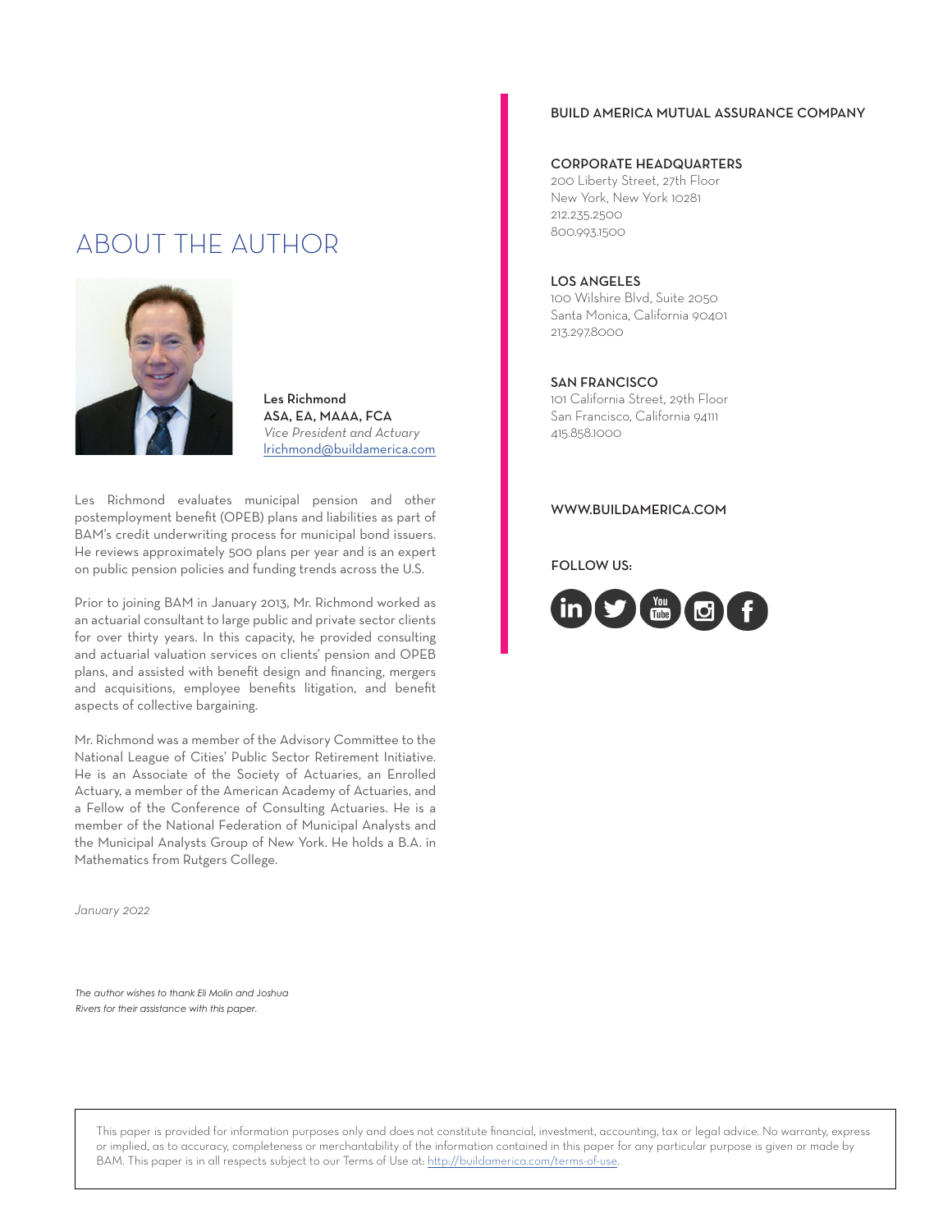# ABOUT THE AUTHOR

**Les Richmond**
**ASA, EA, MAAA, FCA**
*Vice President and Actuary*
lrichmond@buildamerica.com

Les Richmond evaluates municipal pension and other postemployment benefit (OPEB) plans and liabilities as part of BAM's credit underwriting process for municipal bond issuers. He reviews approximately 500 plans per year and is an expert on public pension policies and funding trends across the U.S.

Prior to joining BAM in January 2013, Mr. Richmond worked as an actuarial consultant to large public and private sector clients for over thirty years. In this capacity, he provided consulting and actuarial valuation services on clients' pension and OPEB plans, and assisted with benefit design and financing, mergers and acquisitions, employee benefits litigation, and benefit aspects of collective bargaining.

Mr. Richmond was a member of the Advisory Committee to the National League of Cities' Public Sector Retirement Initiative. He is an Associate of the Society of Actuaries, an Enrolled Actuary, a member of the American Academy of Actuaries, and a Fellow of the Conference of Consulting Actuaries. He is a member of the National Federation of Municipal Analysts and the Municipal Analysts Group of New York. He holds a B.A. in Mathematics from Rutgers College.

*January 2022*

*The author wishes to thank Eli Molin and Joshua Rivers for their assistance with this paper.*

**BUILD AMERICA MUTUAL ASSURANCE COMPANY**

**CORPORATE HEADQUARTERS**
200 Liberty Street, 27th Floor
New York, New York 10281
212.235.2500
800.993.1500

**LOS ANGELES**
100 Wilshire Blvd, Suite 2050
Santa Monica, California 90401
213.297.8000

**SAN FRANCISCO**
101 California Street, 29th Floor
San Francisco, California 94111
415.858.1000

**WWW.BUILDAMERICA.COM**

**FOLLOW US:**

This paper is provided for information purposes only and does not constitute financial, investment, accounting, tax or legal advice. No warranty, express or implied, as to accuracy, completeness or merchantability of the information contained in this paper for any particular purpose is given or made by BAM. This paper is in all respects subject to our Terms of Use at: http://buildamerica.com/terms-of-use.